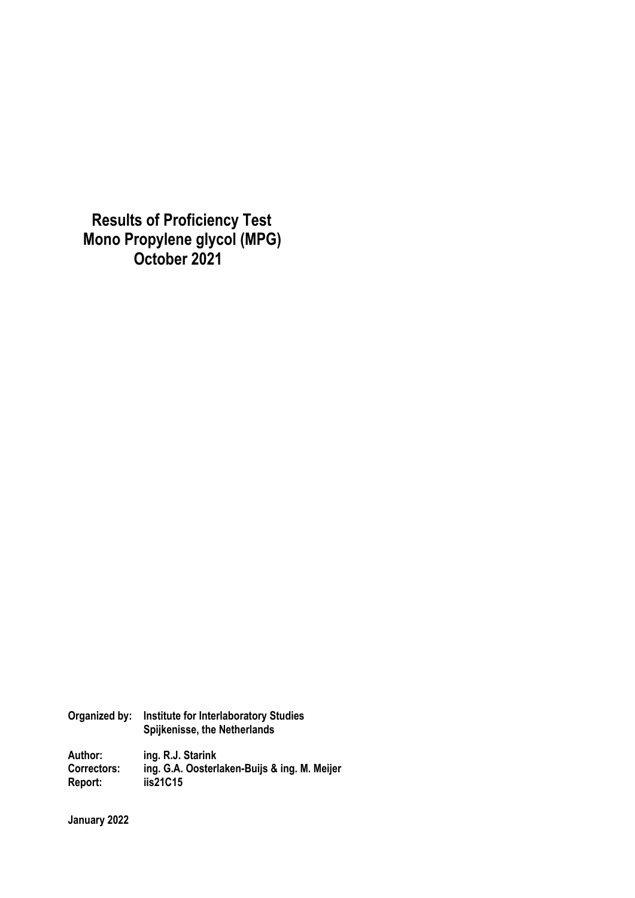# Results of Proficiency Test
# Mono Propylene glycol (MPG)
# October 2021

**Organized by:** **Institute for Interlaboratory Studies**
**Spijkenisse, the Netherlands**

**Author:** **ing. R.J. Starink**
**Correctors:** **ing. G.A. Oosterlaken-Buijs & ing. M. Meijer**
**Report:** **iis21C15**

**January 2022**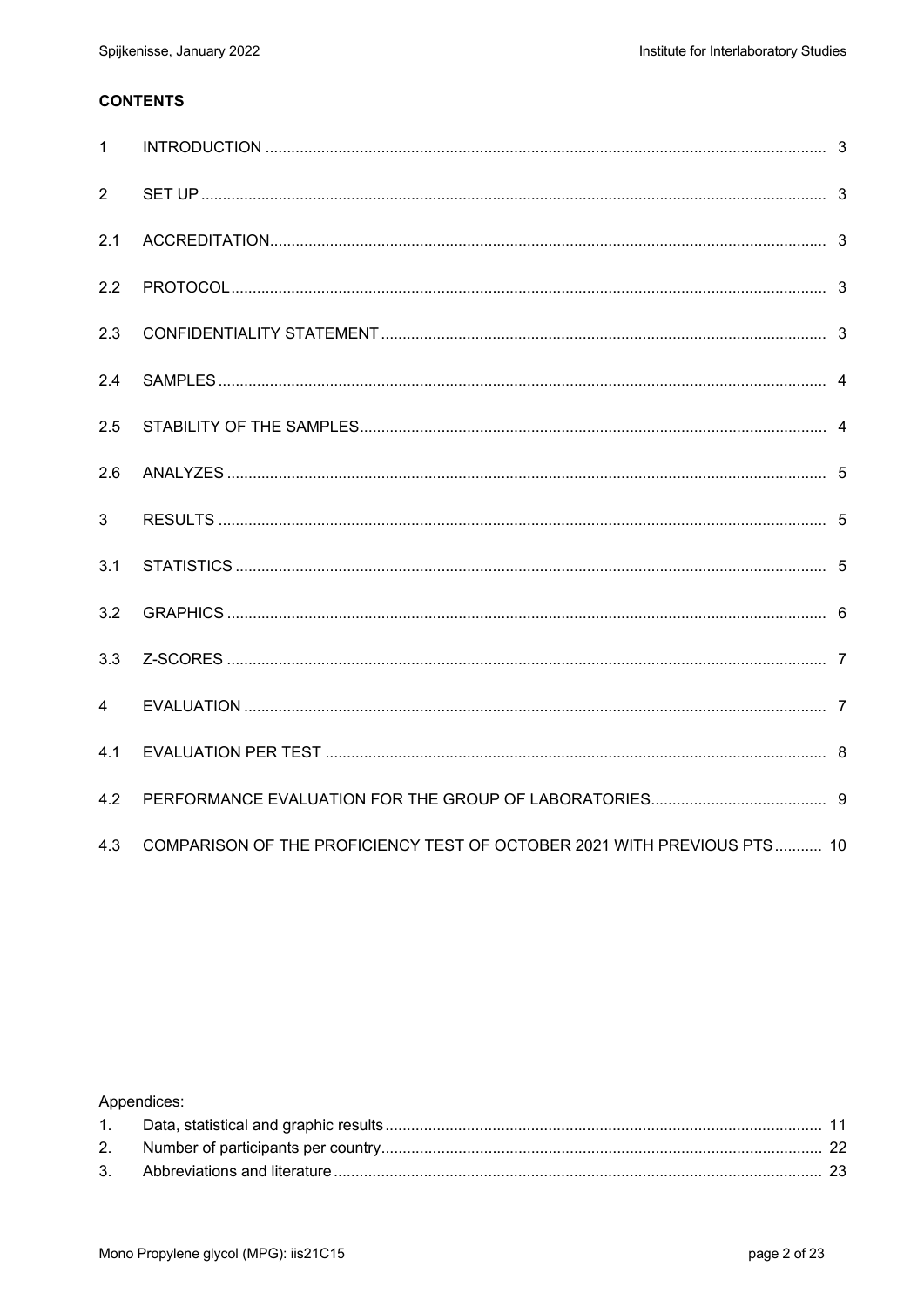**CONTENTS**

| | | |
|---|---|---|
| 1 | INTRODUCTION | 3 |
| 2 | SET UP | 3 |
| 2.1 | ACCREDITATION | 3 |
| 2.2 | PROTOCOL | 3 |
| 2.3 | CONFIDENTIALITY STATEMENT | 3 |
| 2.4 | SAMPLES | 4 |
| 2.5 | STABILITY OF THE SAMPLES | 4 |
| 2.6 | ANALYZES | 5 |
| 3 | RESULTS | 5 |
| 3.1 | STATISTICS | 5 |
| 3.2 | GRAPHICS | 6 |
| 3.3 | Z-SCORES | 7 |
| 4 | EVALUATION | 7 |
| 4.1 | EVALUATION PER TEST | 8 |
| 4.2 | PERFORMANCE EVALUATION FOR THE GROUP OF LABORATORIES | 9 |
| 4.3 | COMPARISON OF THE PROFICIENCY TEST OF OCTOBER 2021 WITH PREVIOUS PTS | 10 |

Appendices:

| | | |
|---|---|---|
| 1. | Data, statistical and graphic results | 11 |
| 2. | Number of participants per country | 22 |
| 3. | Abbreviations and literature | 23 |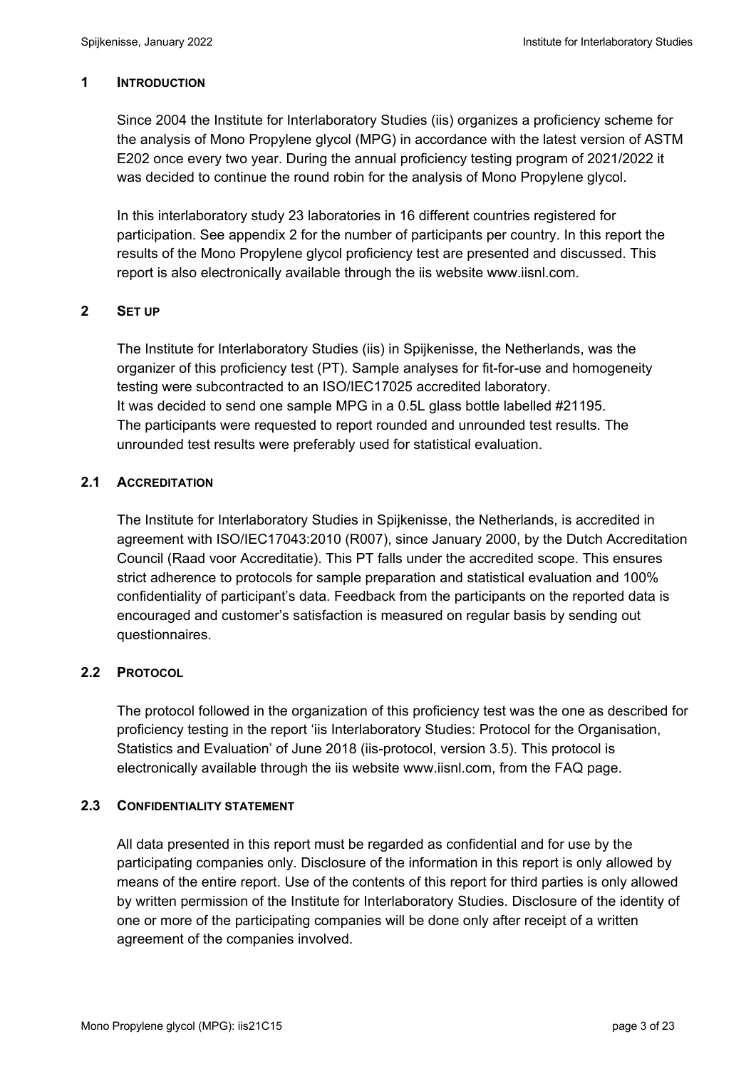## 1 INTRODUCTION

Since 2004 the Institute for Interlaboratory Studies (iis) organizes a proficiency scheme for the analysis of Mono Propylene glycol (MPG) in accordance with the latest version of ASTM E202 once every two year. During the annual proficiency testing program of 2021/2022 it was decided to continue the round robin for the analysis of Mono Propylene glycol.

In this interlaboratory study 23 laboratories in 16 different countries registered for participation. See appendix 2 for the number of participants per country. In this report the results of the Mono Propylene glycol proficiency test are presented and discussed. This report is also electronically available through the iis website www.iisnl.com.

## 2 SET UP

The Institute for Interlaboratory Studies (iis) in Spijkenisse, the Netherlands, was the organizer of this proficiency test (PT). Sample analyses for fit-for-use and homogeneity testing were subcontracted to an ISO/IEC17025 accredited laboratory.
It was decided to send one sample MPG in a 0.5L glass bottle labelled #21195.
The participants were requested to report rounded and unrounded test results. The unrounded test results were preferably used for statistical evaluation.

### 2.1 ACCREDITATION

The Institute for Interlaboratory Studies in Spijkenisse, the Netherlands, is accredited in agreement with ISO/IEC17043:2010 (R007), since January 2000, by the Dutch Accreditation Council (Raad voor Accreditatie). This PT falls under the accredited scope. This ensures strict adherence to protocols for sample preparation and statistical evaluation and 100% confidentiality of participant's data. Feedback from the participants on the reported data is encouraged and customer's satisfaction is measured on regular basis by sending out questionnaires.

### 2.2 PROTOCOL

The protocol followed in the organization of this proficiency test was the one as described for proficiency testing in the report 'iis Interlaboratory Studies: Protocol for the Organisation, Statistics and Evaluation' of June 2018 (iis-protocol, version 3.5). This protocol is electronically available through the iis website www.iisnl.com, from the FAQ page.

### 2.3 CONFIDENTIALITY STATEMENT

All data presented in this report must be regarded as confidential and for use by the participating companies only. Disclosure of the information in this report is only allowed by means of the entire report. Use of the contents of this report for third parties is only allowed by written permission of the Institute for Interlaboratory Studies. Disclosure of the identity of one or more of the participating companies will be done only after receipt of a written agreement of the companies involved.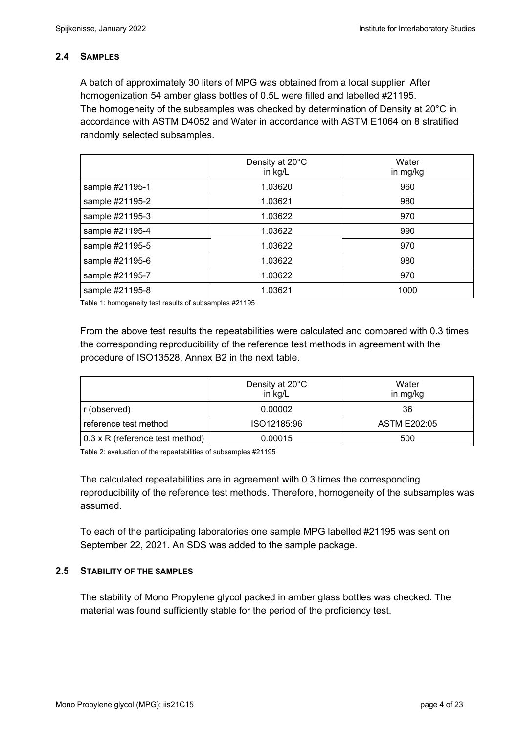### 2.4 SAMPLES

A batch of approximately 30 liters of MPG was obtained from a local supplier. After homogenization 54 amber glass bottles of 0.5L were filled and labelled #21195.
The homogeneity of the subsamples was checked by determination of Density at 20°C in accordance with ASTM D4052 and Water in accordance with ASTM E1064 on 8 stratified randomly selected subsamples.

| | Density at 20°C in kg/L | Water in mg/kg |
|---|---|---|
| sample #21195-1 | 1.03620 | 960 |
| sample #21195-2 | 1.03621 | 980 |
| sample #21195-3 | 1.03622 | 970 |
| sample #21195-4 | 1.03622 | 990 |
| sample #21195-5 | 1.03622 | 970 |
| sample #21195-6 | 1.03622 | 980 |
| sample #21195-7 | 1.03622 | 970 |
| sample #21195-8 | 1.03621 | 1000 |

Table 1: homogeneity test results of subsamples #21195

From the above test results the repeatabilities were calculated and compared with 0.3 times the corresponding reproducibility of the reference test methods in agreement with the procedure of ISO13528, Annex B2 in the next table.

| | Density at 20°C in kg/L | Water in mg/kg |
|---|---|---|
| r (observed) | 0.00002 | 36 |
| reference test method | ISO12185:96 | ASTM E202:05 |
| 0.3 x R (reference test method) | 0.00015 | 500 |

Table 2: evaluation of the repeatabilities of subsamples #21195

The calculated repeatabilities are in agreement with 0.3 times the corresponding reproducibility of the reference test methods. Therefore, homogeneity of the subsamples was assumed.

To each of the participating laboratories one sample MPG labelled #21195 was sent on September 22, 2021. An SDS was added to the sample package.

### 2.5 STABILITY OF THE SAMPLES

The stability of Mono Propylene glycol packed in amber glass bottles was checked. The material was found sufficiently stable for the period of the proficiency test.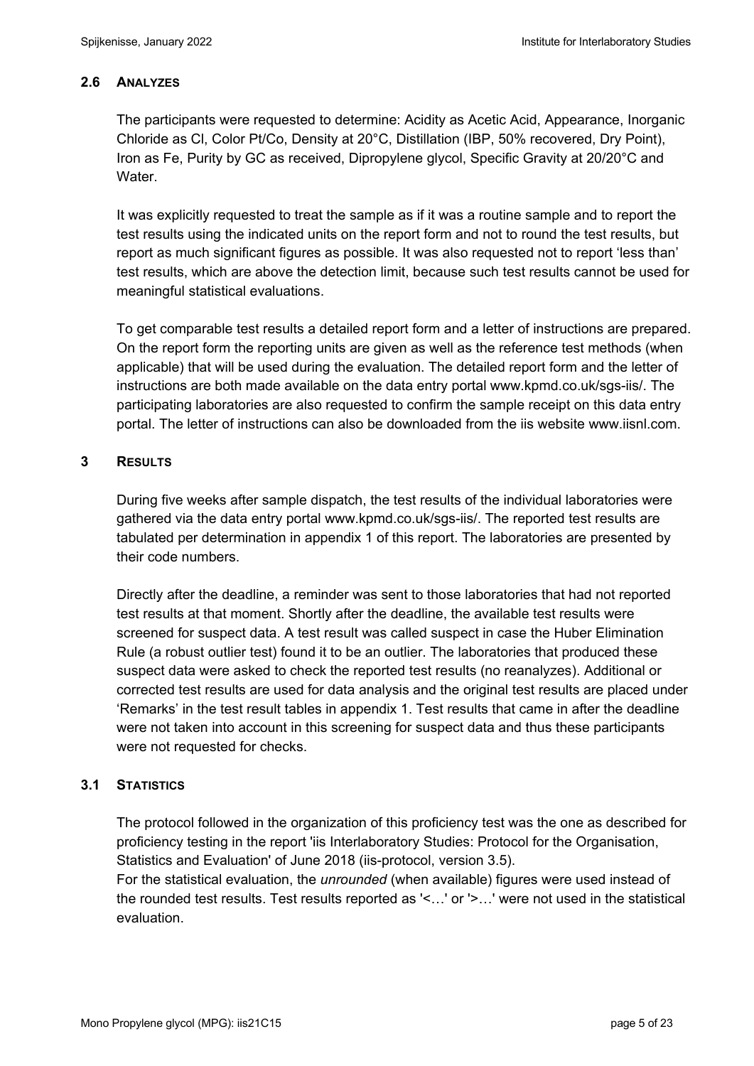### 2.6 ANALYZES

The participants were requested to determine: Acidity as Acetic Acid, Appearance, Inorganic Chloride as Cl, Color Pt/Co, Density at 20°C, Distillation (IBP, 50% recovered, Dry Point), Iron as Fe, Purity by GC as received, Dipropylene glycol, Specific Gravity at 20/20°C and Water.

It was explicitly requested to treat the sample as if it was a routine sample and to report the test results using the indicated units on the report form and not to round the test results, but report as much significant figures as possible. It was also requested not to report 'less than' test results, which are above the detection limit, because such test results cannot be used for meaningful statistical evaluations.

To get comparable test results a detailed report form and a letter of instructions are prepared. On the report form the reporting units are given as well as the reference test methods (when applicable) that will be used during the evaluation. The detailed report form and the letter of instructions are both made available on the data entry portal www.kpmd.co.uk/sgs-iis/. The participating laboratories are also requested to confirm the sample receipt on this data entry portal. The letter of instructions can also be downloaded from the iis website www.iisnl.com.

## 3 RESULTS

During five weeks after sample dispatch, the test results of the individual laboratories were gathered via the data entry portal www.kpmd.co.uk/sgs-iis/. The reported test results are tabulated per determination in appendix 1 of this report. The laboratories are presented by their code numbers.

Directly after the deadline, a reminder was sent to those laboratories that had not reported test results at that moment. Shortly after the deadline, the available test results were screened for suspect data. A test result was called suspect in case the Huber Elimination Rule (a robust outlier test) found it to be an outlier. The laboratories that produced these suspect data were asked to check the reported test results (no reanalyzes). Additional or corrected test results are used for data analysis and the original test results are placed under 'Remarks' in the test result tables in appendix 1. Test results that came in after the deadline were not taken into account in this screening for suspect data and thus these participants were not requested for checks.

### 3.1 STATISTICS

The protocol followed in the organization of this proficiency test was the one as described for proficiency testing in the report 'iis Interlaboratory Studies: Protocol for the Organisation, Statistics and Evaluation' of June 2018 (iis-protocol, version 3.5).
For the statistical evaluation, the *unrounded* (when available) figures were used instead of the rounded test results. Test results reported as '<…' or '>…' were not used in the statistical evaluation.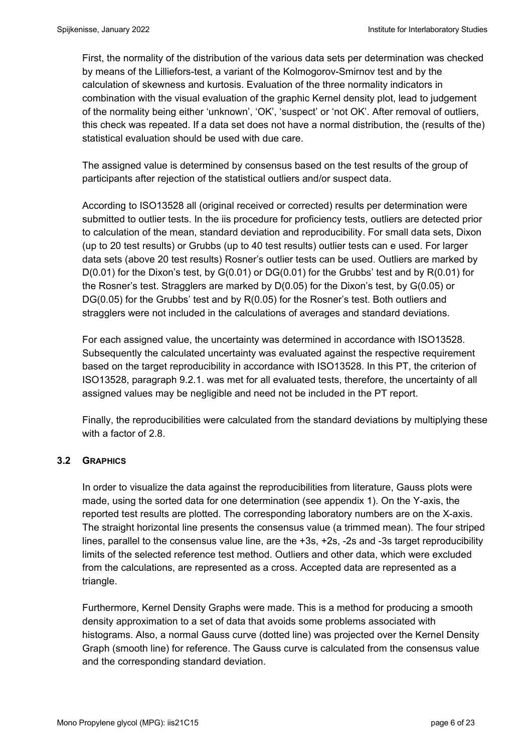First, the normality of the distribution of the various data sets per determination was checked by means of the Lilliefors-test, a variant of the Kolmogorov-Smirnov test and by the calculation of skewness and kurtosis. Evaluation of the three normality indicators in combination with the visual evaluation of the graphic Kernel density plot, lead to judgement of the normality being either 'unknown', 'OK', 'suspect' or 'not OK'. After removal of outliers, this check was repeated. If a data set does not have a normal distribution, the (results of the) statistical evaluation should be used with due care.

The assigned value is determined by consensus based on the test results of the group of participants after rejection of the statistical outliers and/or suspect data.

According to ISO13528 all (original received or corrected) results per determination were submitted to outlier tests. In the iis procedure for proficiency tests, outliers are detected prior to calculation of the mean, standard deviation and reproducibility. For small data sets, Dixon (up to 20 test results) or Grubbs (up to 40 test results) outlier tests can e used. For larger data sets (above 20 test results) Rosner's outlier tests can be used. Outliers are marked by D(0.01) for the Dixon's test, by G(0.01) or DG(0.01) for the Grubbs' test and by R(0.01) for the Rosner's test. Stragglers are marked by D(0.05) for the Dixon's test, by G(0.05) or DG(0.05) for the Grubbs' test and by R(0.05) for the Rosner's test. Both outliers and stragglers were not included in the calculations of averages and standard deviations.

For each assigned value, the uncertainty was determined in accordance with ISO13528. Subsequently the calculated uncertainty was evaluated against the respective requirement based on the target reproducibility in accordance with ISO13528. In this PT, the criterion of ISO13528, paragraph 9.2.1. was met for all evaluated tests, therefore, the uncertainty of all assigned values may be negligible and need not be included in the PT report.

Finally, the reproducibilities were calculated from the standard deviations by multiplying these with a factor of 2.8.

### 3.2 GRAPHICS

In order to visualize the data against the reproducibilities from literature, Gauss plots were made, using the sorted data for one determination (see appendix 1). On the Y-axis, the reported test results are plotted. The corresponding laboratory numbers are on the X-axis. The straight horizontal line presents the consensus value (a trimmed mean). The four striped lines, parallel to the consensus value line, are the +3s, +2s, -2s and -3s target reproducibility limits of the selected reference test method. Outliers and other data, which were excluded from the calculations, are represented as a cross. Accepted data are represented as a triangle.

Furthermore, Kernel Density Graphs were made. This is a method for producing a smooth density approximation to a set of data that avoids some problems associated with histograms. Also, a normal Gauss curve (dotted line) was projected over the Kernel Density Graph (smooth line) for reference. The Gauss curve is calculated from the consensus value and the corresponding standard deviation.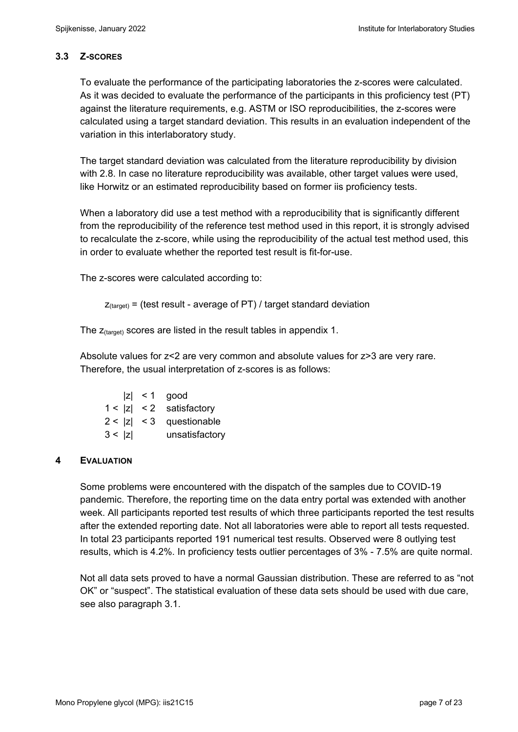### 3.3 Z-SCORES

To evaluate the performance of the participating laboratories the z-scores were calculated. As it was decided to evaluate the performance of the participants in this proficiency test (PT) against the literature requirements, e.g. ASTM or ISO reproducibilities, the z-scores were calculated using a target standard deviation. This results in an evaluation independent of the variation in this interlaboratory study.

The target standard deviation was calculated from the literature reproducibility by division with 2.8. In case no literature reproducibility was available, other target values were used, like Horwitz or an estimated reproducibility based on former iis proficiency tests.

When a laboratory did use a test method with a reproducibility that is significantly different from the reproducibility of the reference test method used in this report, it is strongly advised to recalculate the z-score, while using the reproducibility of the actual test method used, this in order to evaluate whether the reported test result is fit-for-use.

The z-scores were calculated according to:

$$z_{(target)} = (\text{test result - average of PT}) / \text{target standard deviation}$$

The $z_{(target)}$ scores are listed in the result tables in appendix 1.

Absolute values for z<2 are very common and absolute values for z>3 are very rare. Therefore, the usual interpretation of z-scores is as follows:

| | |
|---|---|
| $\|z\| < 1$ | good |
| $1 < \|z\| < 2$ | satisfactory |
| $2 < \|z\| < 3$ | questionable |
| $3 < \|z\|$ | unsatisfactory |

## 4 EVALUATION

Some problems were encountered with the dispatch of the samples due to COVID-19 pandemic. Therefore, the reporting time on the data entry portal was extended with another week. All participants reported test results of which three participants reported the test results after the extended reporting date. Not all laboratories were able to report all tests requested. In total 23 participants reported 191 numerical test results. Observed were 8 outlying test results, which is 4.2%. In proficiency tests outlier percentages of 3% - 7.5% are quite normal.

Not all data sets proved to have a normal Gaussian distribution. These are referred to as "not OK" or "suspect". The statistical evaluation of these data sets should be used with due care, see also paragraph 3.1.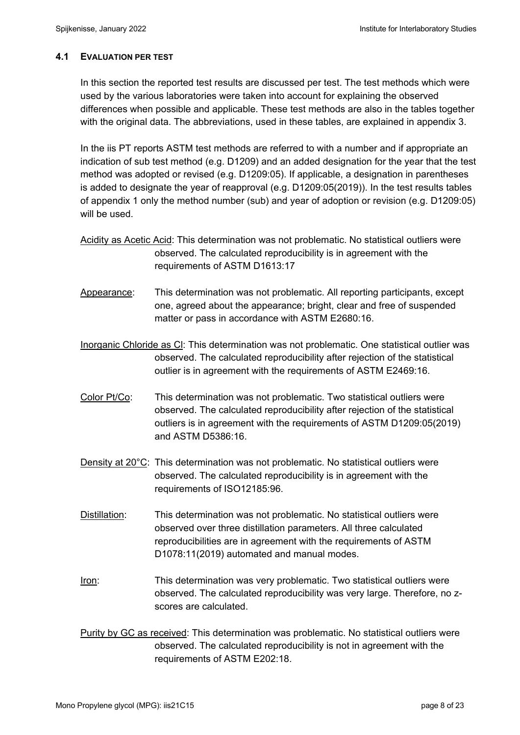### 4.1 EVALUATION PER TEST

In this section the reported test results are discussed per test. The test methods which were used by the various laboratories were taken into account for explaining the observed differences when possible and applicable. These test methods are also in the tables together with the original data. The abbreviations, used in these tables, are explained in appendix 3.

In the iis PT reports ASTM test methods are referred to with a number and if appropriate an indication of sub test method (e.g. D1209) and an added designation for the year that the test method was adopted or revised (e.g. D1209:05). If applicable, a designation in parentheses is added to designate the year of reapproval (e.g. D1209:05(2019)). In the test results tables of appendix 1 only the method number (sub) and year of adoption or revision (e.g. D1209:05) will be used.

Acidity as Acetic Acid: This determination was not problematic. No statistical outliers were observed. The calculated reproducibility is in agreement with the requirements of ASTM D1613:17

Appearance: This determination was not problematic. All reporting participants, except one, agreed about the appearance; bright, clear and free of suspended matter or pass in accordance with ASTM E2680:16.

Inorganic Chloride as Cl: This determination was not problematic. One statistical outlier was observed. The calculated reproducibility after rejection of the statistical outlier is in agreement with the requirements of ASTM E2469:16.

Color Pt/Co: This determination was not problematic. Two statistical outliers were observed. The calculated reproducibility after rejection of the statistical outliers is in agreement with the requirements of ASTM D1209:05(2019) and ASTM D5386:16.

Density at 20°C: This determination was not problematic. No statistical outliers were observed. The calculated reproducibility is in agreement with the requirements of ISO12185:96.

Distillation: This determination was not problematic. No statistical outliers were observed over three distillation parameters. All three calculated reproducibilities are in agreement with the requirements of ASTM D1078:11(2019) automated and manual modes.

Iron: This determination was very problematic. Two statistical outliers were observed. The calculated reproducibility was very large. Therefore, no z-scores are calculated.

Purity by GC as received: This determination was problematic. No statistical outliers were observed. The calculated reproducibility is not in agreement with the requirements of ASTM E202:18.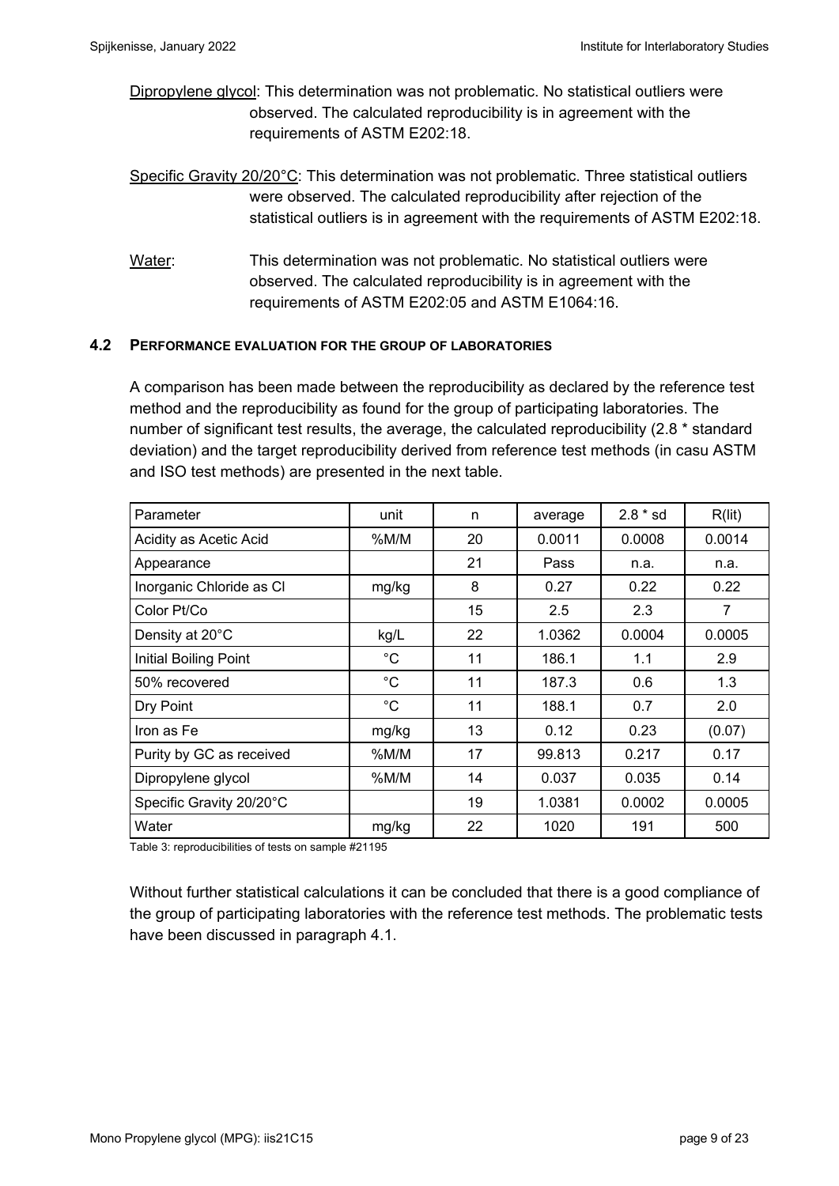Dipropylene glycol: This determination was not problematic. No statistical outliers were observed. The calculated reproducibility is in agreement with the requirements of ASTM E202:18.

Specific Gravity 20/20°C: This determination was not problematic. Three statistical outliers were observed. The calculated reproducibility after rejection of the statistical outliers is in agreement with the requirements of ASTM E202:18.

Water: This determination was not problematic. No statistical outliers were observed. The calculated reproducibility is in agreement with the requirements of ASTM E202:05 and ASTM E1064:16.

### 4.2 PERFORMANCE EVALUATION FOR THE GROUP OF LABORATORIES

A comparison has been made between the reproducibility as declared by the reference test method and the reproducibility as found for the group of participating laboratories. The number of significant test results, the average, the calculated reproducibility (2.8 * standard deviation) and the target reproducibility derived from reference test methods (in casu ASTM and ISO test methods) are presented in the next table.

| Parameter | unit | n | average | 2.8 * sd | R(lit) |
|---|---|---|---|---|---|
| Acidity as Acetic Acid | %M/M | 20 | 0.0011 | 0.0008 | 0.0014 |
| Appearance | | 21 | Pass | n.a. | n.a. |
| Inorganic Chloride as Cl | mg/kg | 8 | 0.27 | 0.22 | 0.22 |
| Color Pt/Co | | 15 | 2.5 | 2.3 | 7 |
| Density at 20°C | kg/L | 22 | 1.0362 | 0.0004 | 0.0005 |
| Initial Boiling Point | °C | 11 | 186.1 | 1.1 | 2.9 |
| 50% recovered | °C | 11 | 187.3 | 0.6 | 1.3 |
| Dry Point | °C | 11 | 188.1 | 0.7 | 2.0 |
| Iron as Fe | mg/kg | 13 | 0.12 | 0.23 | (0.07) |
| Purity by GC as received | %M/M | 17 | 99.813 | 0.217 | 0.17 |
| Dipropylene glycol | %M/M | 14 | 0.037 | 0.035 | 0.14 |
| Specific Gravity 20/20°C | | 19 | 1.0381 | 0.0002 | 0.0005 |
| Water | mg/kg | 22 | 1020 | 191 | 500 |

Table 3: reproducibilities of tests on sample #21195

Without further statistical calculations it can be concluded that there is a good compliance of the group of participating laboratories with the reference test methods. The problematic tests have been discussed in paragraph 4.1.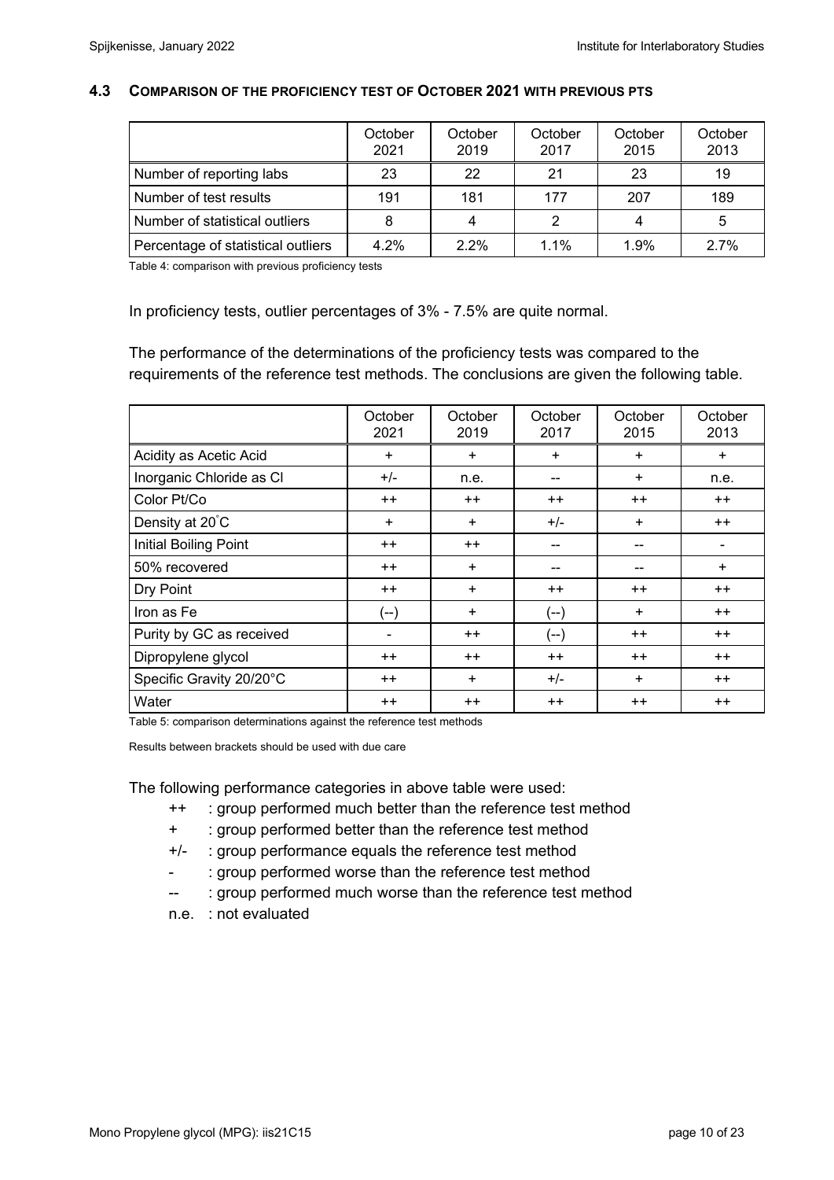### 4.3 COMPARISON OF THE PROFICIENCY TEST OF OCTOBER 2021 WITH PREVIOUS PTS

| | October 2021 | October 2019 | October 2017 | October 2015 | October 2013 |
|---|---|---|---|---|---|
| Number of reporting labs | 23 | 22 | 21 | 23 | 19 |
| Number of test results | 191 | 181 | 177 | 207 | 189 |
| Number of statistical outliers | 8 | 4 | 2 | 4 | 5 |
| Percentage of statistical outliers | 4.2% | 2.2% | 1.1% | 1.9% | 2.7% |

Table 4: comparison with previous proficiency tests

In proficiency tests, outlier percentages of 3% - 7.5% are quite normal.

The performance of the determinations of the proficiency tests was compared to the requirements of the reference test methods. The conclusions are given the following table.

| | October 2021 | October 2019 | October 2017 | October 2015 | October 2013 |
|---|---|---|---|---|---|
| Acidity as Acetic Acid | + | + | + | + | + |
| Inorganic Chloride as Cl | +/- | n.e. | -- | + | n.e. |
| Color Pt/Co | ++ | ++ | ++ | ++ | ++ |
| Density at 20°C | + | + | +/- | + | ++ |
| Initial Boiling Point | ++ | ++ | -- | -- | - |
| 50% recovered | ++ | + | -- | -- | + |
| Dry Point | ++ | + | ++ | ++ | ++ |
| Iron as Fe | (--) | + | (--) | + | ++ |
| Purity by GC as received | - | ++ | (--) | ++ | ++ |
| Dipropylene glycol | ++ | ++ | ++ | ++ | ++ |
| Specific Gravity 20/20°C | ++ | + | +/- | + | ++ |
| Water | ++ | ++ | ++ | ++ | ++ |

Table 5: comparison determinations against the reference test methods

Results between brackets should be used with due care

The following performance categories in above table were used:

- ++ : group performed much better than the reference test method
- \+ : group performed better than the reference test method
- +/- : group performance equals the reference test method
- \- : group performed worse than the reference test method
- -- : group performed much worse than the reference test method
- n.e. : not evaluated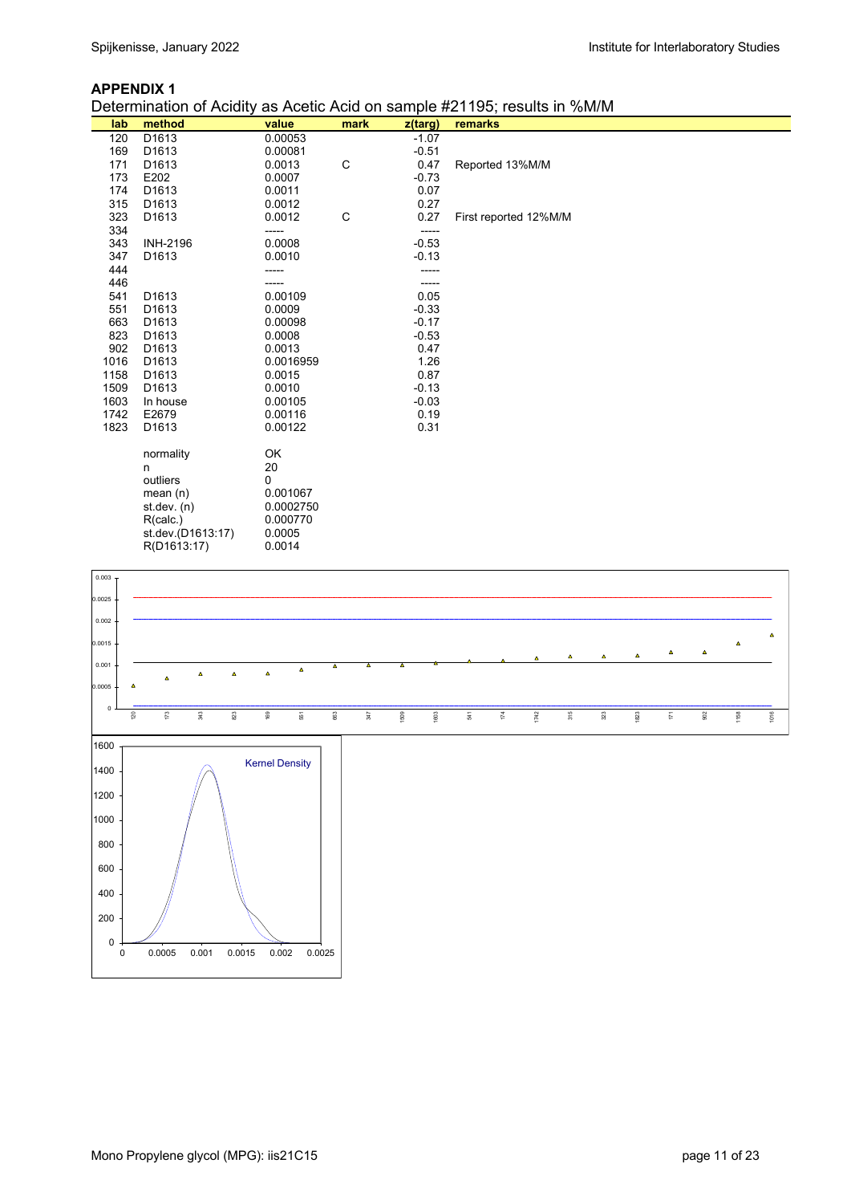## APPENDIX 1

Determination of Acidity as Acetic Acid on sample #21195; results in %M/M

| lab | method | value | mark | z(targ) | remarks |
|---|---|---|---|---|---|
| 120 | D1613 | 0.00053 | | -1.07 | |
| 169 | D1613 | 0.00081 | | -0.51 | |
| 171 | D1613 | 0.0013 | C | 0.47 | Reported 13%M/M |
| 173 | E202 | 0.0007 | | -0.73 | |
| 174 | D1613 | 0.0011 | | 0.07 | |
| 315 | D1613 | 0.0012 | | 0.27 | |
| 323 | D1613 | 0.0012 | C | 0.27 | First reported 12%M/M |
| 334 | | ----- | | ----- | |
| 343 | INH-2196 | 0.0008 | | -0.53 | |
| 347 | D1613 | 0.0010 | | -0.13 | |
| 444 | | ----- | | ----- | |
| 446 | | ----- | | ----- | |
| 541 | D1613 | 0.00109 | | 0.05 | |
| 551 | D1613 | 0.0009 | | -0.33 | |
| 663 | D1613 | 0.00098 | | -0.17 | |
| 823 | D1613 | 0.0008 | | -0.53 | |
| 902 | D1613 | 0.0013 | | 0.47 | |
| 1016 | D1613 | 0.0016959 | | 1.26 | |
| 1158 | D1613 | 0.0015 | | 0.87 | |
| 1509 | D1613 | 0.0010 | | -0.13 | |
| 1603 | In house | 0.00105 | | -0.03 | |
| 1742 | E2679 | 0.00116 | | 0.19 | |
| 1823 | D1613 | 0.00122 | | 0.31 | |
| | normality | OK | | | |
| | n | 20 | | | |
| | outliers | 0 | | | |
| | mean (n) | 0.001067 | | | |
| | st.dev. (n) | 0.0002750 | | | |
| | R(calc.) | 0.000770 | | | |
| | st.dev.(D1613:17) | 0.0005 | | | |
| | R(D1613:17) | 0.0014 | | | |

0.003
0.0025
0.002
0.0015
0.001
0.0005
0

120 173 343 823 169 551 663 347 1509 1603 541 174 1742 315 323 1823 171 902 1158 1016

1600
1400
1200
1000
800
600
400
200
0

0 0.0005 0.001 0.0015 0.002 0.0025

Kernel Density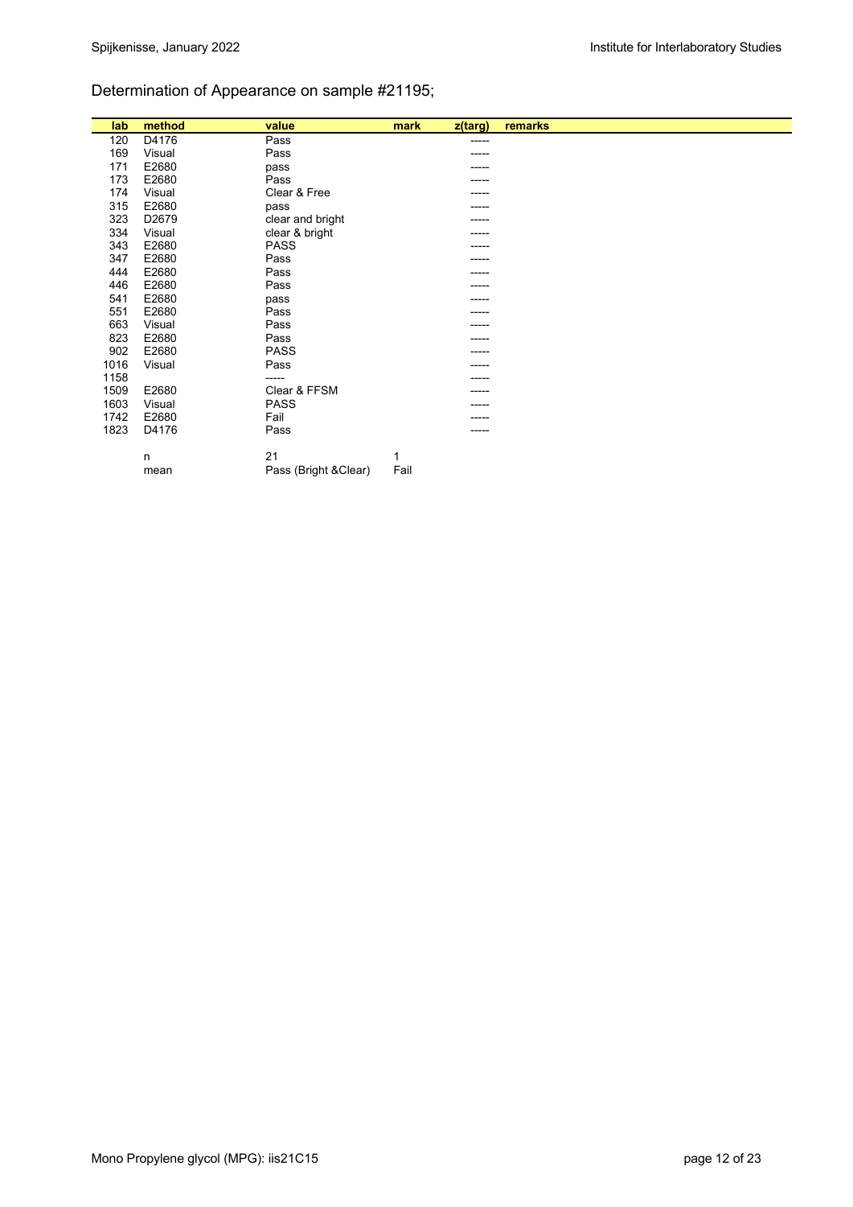Determination of Appearance on sample #21195;

| lab | method | value | mark | z(targ) | remarks |
|---|---|---|---|---|---|
| 120 | D4176 | Pass | | ----- | |
| 169 | Visual | Pass | | ----- | |
| 171 | E2680 | pass | | ----- | |
| 173 | E2680 | Pass | | ----- | |
| 174 | Visual | Clear & Free | | ----- | |
| 315 | E2680 | pass | | ----- | |
| 323 | D2679 | clear and bright | | ----- | |
| 334 | Visual | clear & bright | | ----- | |
| 343 | E2680 | PASS | | ----- | |
| 347 | E2680 | Pass | | ----- | |
| 444 | E2680 | Pass | | ----- | |
| 446 | E2680 | Pass | | ----- | |
| 541 | E2680 | pass | | ----- | |
| 551 | E2680 | Pass | | ----- | |
| 663 | Visual | Pass | | ----- | |
| 823 | E2680 | Pass | | ----- | |
| 902 | E2680 | PASS | | ----- | |
| 1016 | Visual | Pass | | ----- | |
| 1158 | | ----- | | ----- | |
| 1509 | E2680 | Clear & FFSM | | ----- | |
| 1603 | Visual | PASS | | ----- | |
| 1742 | E2680 | Fail | | ----- | |
| 1823 | D4176 | Pass | | ----- | |
| | | | | | |
| | n | 21 | 1 | | |
| | mean | Pass (Bright &Clear) | Fail | | |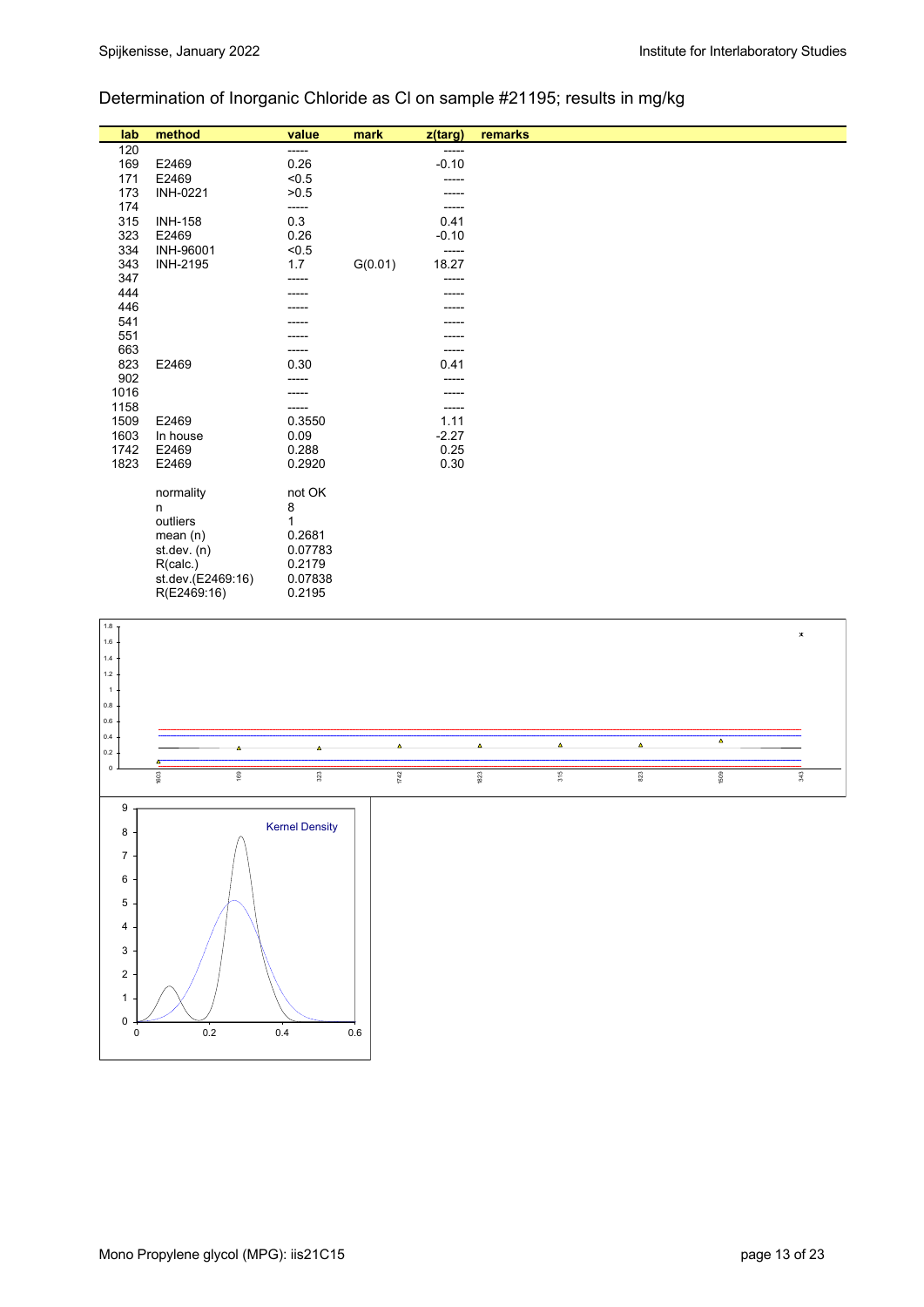Determination of Inorganic Chloride as Cl on sample #21195; results in mg/kg

| lab | method | value | mark | z(targ) | remarks |
|---|---|---|---|---|---|
| 120 | | ----- | | ----- | |
| 169 | E2469 | 0.26 | | -0.10 | |
| 171 | E2469 | <0.5 | | ----- | |
| 173 | INH-0221 | >0.5 | | ----- | |
| 174 | | ----- | | ----- | |
| 315 | INH-158 | 0.3 | | 0.41 | |
| 323 | E2469 | 0.26 | | -0.10 | |
| 334 | INH-96001 | <0.5 | | ----- | |
| 343 | INH-2195 | 1.7 | G(0.01) | 18.27 | |
| 347 | | ----- | | ----- | |
| 444 | | ----- | | ----- | |
| 446 | | ----- | | ----- | |
| 541 | | ----- | | ----- | |
| 551 | | ----- | | ----- | |
| 663 | | ----- | | ----- | |
| 823 | E2469 | 0.30 | | 0.41 | |
| 902 | | ----- | | ----- | |
| 1016 | | ----- | | ----- | |
| 1158 | | ----- | | ----- | |
| 1509 | E2469 | 0.3550 | | 1.11 | |
| 1603 | In house | 0.09 | | -2.27 | |
| 1742 | E2469 | 0.288 | | 0.25 | |
| 1823 | E2469 | 0.2920 | | 0.30 | |
| | normality | not OK | | | |
| | n | 8 | | | |
| | outliers | 1 | | | |
| | mean (n) | 0.2681 | | | |
| | st.dev. (n) | 0.07783 | | | |
| | R(calc.) | 0.2179 | | | |
| | st.dev.(E2469:16) | 0.07838 | | | |
| | R(E2469:16) | 0.2195 | | | |

1.8
1.6
1.4
1.2
1
0.8
0.6
0.4
0.2
0

1603 169 323 1742 1823 315 823 1509 343

9
8
7
6
5
4
3
2
1
0

0 0.2 0.4 0.6

Kernel Density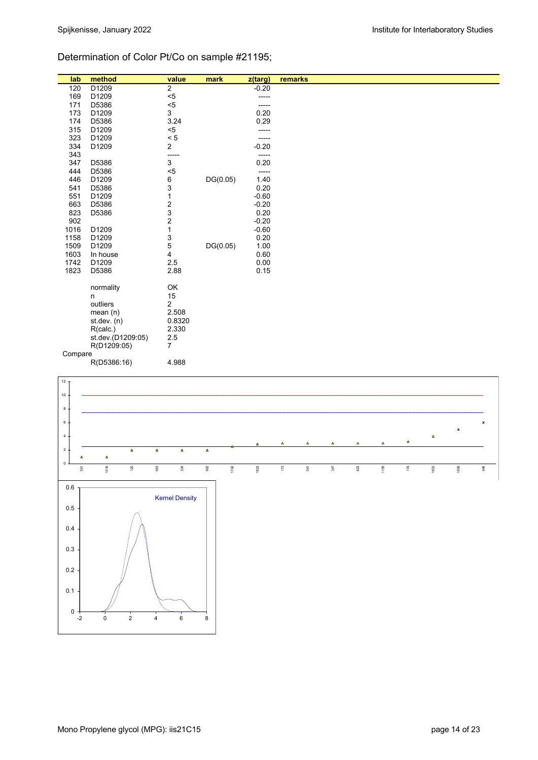Determination of Color Pt/Co on sample #21195;

| lab | method | value | mark | z(targ) | remarks |
|---|---|---|---|---|---|
| 120 | D1209 | 2 | | -0.20 | |
| 169 | D1209 | <5 | | ----- | |
| 171 | D5386 | <5 | | ----- | |
| 173 | D1209 | 3 | | 0.20 | |
| 174 | D5386 | 3.24 | | 0.29 | |
| 315 | D1209 | <5 | | ----- | |
| 323 | D1209 | < 5 | | ----- | |
| 334 | D1209 | 2 | | -0.20 | |
| 343 | | ----- | | ----- | |
| 347 | D5386 | 3 | | 0.20 | |
| 444 | D5386 | <5 | | ----- | |
| 446 | D1209 | 6 | DG(0.05) | 1.40 | |
| 541 | D5386 | 3 | | 0.20 | |
| 551 | D1209 | 1 | | -0.60 | |
| 663 | D5386 | 2 | | -0.20 | |
| 823 | D5386 | 3 | | 0.20 | |
| 902 | | 2 | | -0.20 | |
| 1016 | D1209 | 1 | | -0.60 | |
| 1158 | D1209 | 3 | | 0.20 | |
| 1509 | D1209 | 5 | DG(0.05) | 1.00 | |
| 1603 | In house | 4 | | 0.60 | |
| 1742 | D1209 | 2.5 | | 0.00 | |
| 1823 | D5386 | 2.88 | | 0.15 | |
| | normality | OK | | | |
| | n | 15 | | | |
| | outliers | 2 | | | |
| | mean (n) | 2.508 | | | |
| | st.dev. (n) | 0.8320 | | | |
| | R(calc.) | 2.330 | | | |
| | st.dev.(D1209:05) | 2.5 | | | |
| | R(D1209:05) | 7 | | | |
| Compare | | | | | |
| | R(D5386:16) | 4.988 | | | |

12
10
8
6
4
2
0
551 1016 120 663 334 902 1742 1823 173 541 347 823 1158 174 1603 1509 446

0.6
0.5
0.4
0.3
0.2
0.1
0
-2 0 2 4 6 8
Kernel Density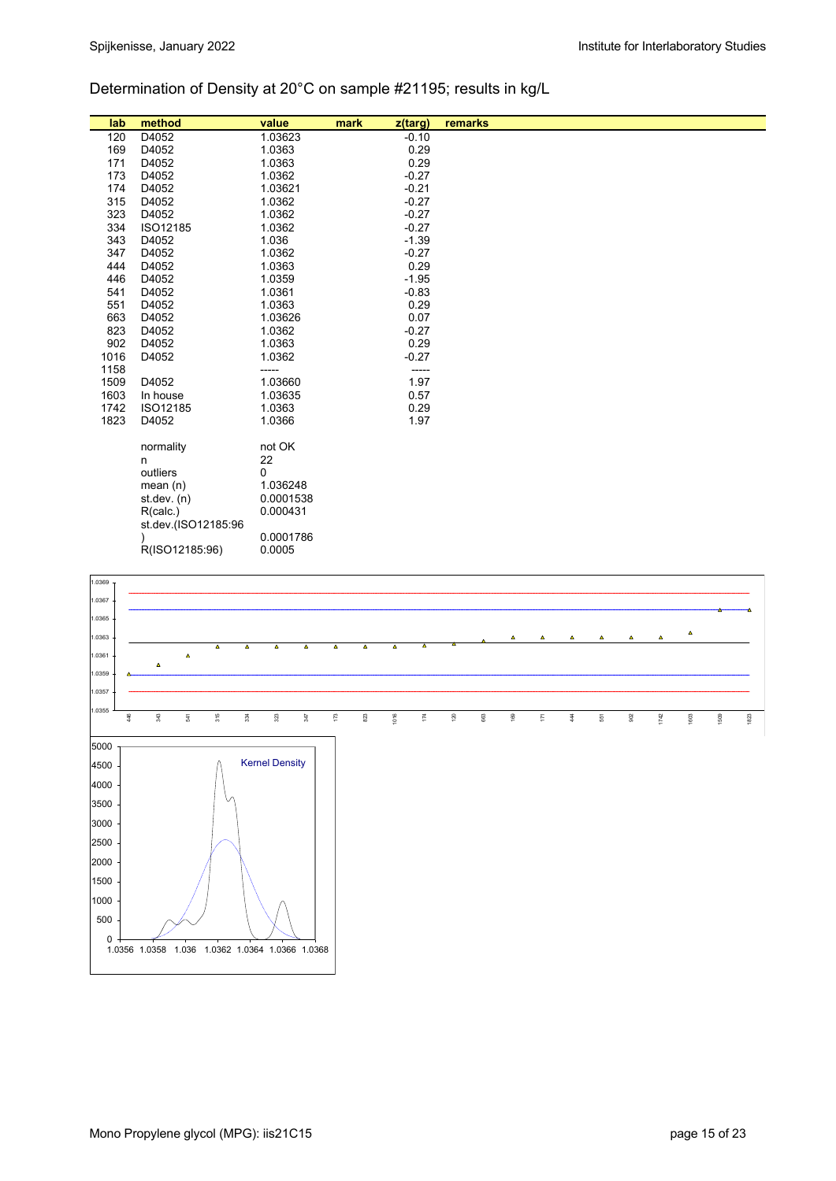Determination of Density at 20°C on sample #21195; results in kg/L

| lab | method | value | mark | z(targ) | remarks |
|---|---|---|---|---|---|
| 120 | D4052 | 1.03623 | | -0.10 | |
| 169 | D4052 | 1.0363 | | 0.29 | |
| 171 | D4052 | 1.0363 | | 0.29 | |
| 173 | D4052 | 1.0362 | | -0.27 | |
| 174 | D4052 | 1.03621 | | -0.21 | |
| 315 | D4052 | 1.0362 | | -0.27 | |
| 323 | D4052 | 1.0362 | | -0.27 | |
| 334 | ISO12185 | 1.0362 | | -0.27 | |
| 343 | D4052 | 1.036 | | -1.39 | |
| 347 | D4052 | 1.0362 | | -0.27 | |
| 444 | D4052 | 1.0363 | | 0.29 | |
| 446 | D4052 | 1.0359 | | -1.95 | |
| 541 | D4052 | 1.0361 | | -0.83 | |
| 551 | D4052 | 1.0363 | | 0.29 | |
| 663 | D4052 | 1.03626 | | 0.07 | |
| 823 | D4052 | 1.0362 | | -0.27 | |
| 902 | D4052 | 1.0363 | | 0.29 | |
| 1016 | D4052 | 1.0362 | | -0.27 | |
| 1158 | | ----- | | ----- | |
| 1509 | D4052 | 1.03660 | | 1.97 | |
| 1603 | In house | 1.03635 | | 0.57 | |
| 1742 | ISO12185 | 1.0363 | | 0.29 | |
| 1823 | D4052 | 1.0366 | | 1.97 | |

| | |
|---|---|
| normality | not OK |
| n | 22 |
| outliers | 0 |
| mean (n) | 1.036248 |
| st.dev. (n) | 0.0001538 |
| R(calc.) | 0.000431 |
| st.dev.(ISO12185:96) | 0.0001786 |
| R(ISO12185:96) | 0.0005 |

1.0369
1.0367
1.0365
1.0363
1.0361
1.0359
1.0357
1.0355

446 343 541 315 334 323 347 173 823 1016 174 120 663 169 171 444 551 902 1742 1603 1509 1823

Kernel Density

5000
4500
4000
3500
3000
2500
2000
1500
1000
500
0

1.0356 1.0358 1.036 1.0362 1.0364 1.0366 1.0368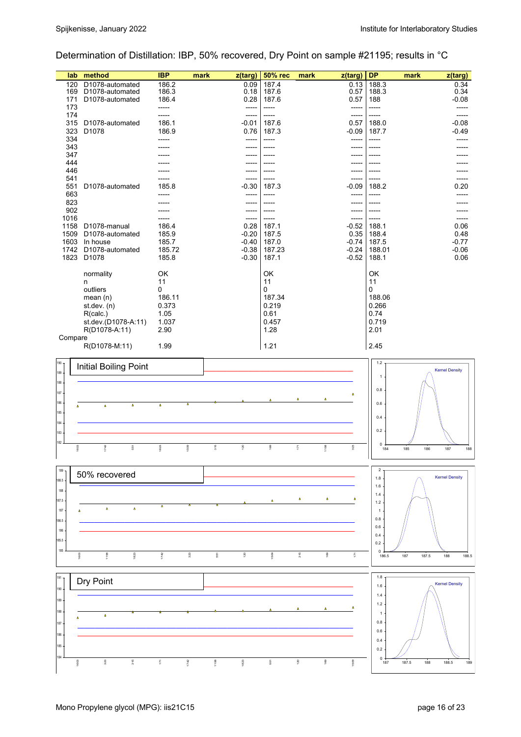Determination of Distillation: IBP, 50% recovered, Dry Point on sample #21195; results in °C

| lab | method | IBP | mark | z(targ) | 50% rec | mark | z(targ) | DP | mark | z(targ) |
|---|---|---|---|---|---|---|---|---|---|---|
| 120 | D1078-automated | 186.2 | | 0.09 | 187.4 | | 0.13 | 188.3 | | 0.34 |
| 169 | D1078-automated | 186.3 | | 0.18 | 187.6 | | 0.57 | 188.3 | | 0.34 |
| 171 | D1078-automated | 186.4 | | 0.28 | 187.6 | | 0.57 | 188 | | -0.08 |
| 173 | | ----- | | ----- | ----- | | ----- | ----- | | ----- |
| 174 | | ----- | | ----- | ----- | | ----- | ----- | | ----- |
| 315 | D1078-automated | 186.1 | | -0.01 | 187.6 | | 0.57 | 188.0 | | -0.08 |
| 323 | D1078 | 186.9 | | 0.76 | 187.3 | | -0.09 | 187.7 | | -0.49 |
| 334 | | ----- | | ----- | ----- | | ----- | ----- | | ----- |
| 343 | | ----- | | ----- | ----- | | ----- | ----- | | ----- |
| 347 | | ----- | | ----- | ----- | | ----- | ----- | | ----- |
| 444 | | ----- | | ----- | ----- | | ----- | ----- | | ----- |
| 446 | | ----- | | ----- | ----- | | ----- | ----- | | ----- |
| 541 | | ----- | | ----- | ----- | | ----- | ----- | | ----- |
| 551 | D1078-automated | 185.8 | | -0.30 | 187.3 | | -0.09 | 188.2 | | 0.20 |
| 663 | | ----- | | ----- | ----- | | ----- | ----- | | ----- |
| 823 | | ----- | | ----- | ----- | | ----- | ----- | | ----- |
| 902 | | ----- | | ----- | ----- | | ----- | ----- | | ----- |
| 1016 | | ----- | | ----- | ----- | | ----- | ----- | | ----- |
| 1158 | D1078-manual | 186.4 | | 0.28 | 187.1 | | -0.52 | 188.1 | | 0.06 |
| 1509 | D1078-automated | 185.9 | | -0.20 | 187.5 | | 0.35 | 188.4 | | 0.48 |
| 1603 | In house | 185.7 | | -0.40 | 187.0 | | -0.74 | 187.5 | | -0.77 |
| 1742 | D1078-automated | 185.72 | | -0.38 | 187.23 | | -0.24 | 188.01 | | -0.06 |
| 1823 | D1078 | 185.8 | | -0.30 | 187.1 | | -0.52 | 188.1 | | 0.06 |
| | normality | OK | | | OK | | | OK | | |
| | n | 11 | | | 11 | | | 11 | | |
| | outliers | 0 | | | 0 | | | 0 | | |
| | mean (n) | 186.11 | | | 187.34 | | | 188.06 | | |
| | st.dev. (n) | 0.373 | | | 0.219 | | | 0.266 | | |
| | R(calc.) | 1.05 | | | 0.61 | | | 0.74 | | |
| | st.dev.(D1078-A:11) | 1.037 | | | 0.457 | | | 0.719 | | |
| | R(D1078-A:11) | 2.90 | | | 1.28 | | | 2.01 | | |
| Compare | | | | | | | | | | |
| | R(D1078-M:11) | 1.99 | | | 1.21 | | | 2.45 | | |

Initial Boiling Point

Kernel Density

50% recovered

Kernel Density

Dry Point

Kernel Density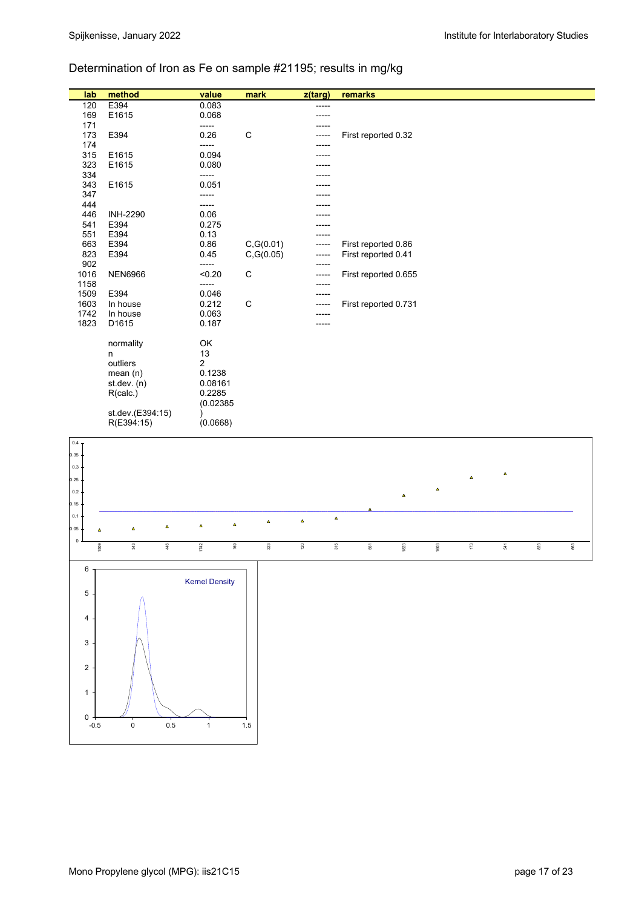Determination of Iron as Fe on sample #21195; results in mg/kg

| lab | method | value | mark | z(targ) | remarks |
|---|---|---|---|---|---|
| 120 | E394 | 0.083 | | ----- | |
| 169 | E1615 | 0.068 | | ----- | |
| 171 | | ----- | | ----- | |
| 173 | E394 | 0.26 | C | ----- | First reported 0.32 |
| 174 | | ----- | | ----- | |
| 315 | E1615 | 0.094 | | ----- | |
| 323 | E1615 | 0.080 | | ----- | |
| 334 | | ----- | | ----- | |
| 343 | E1615 | 0.051 | | ----- | |
| 347 | | ----- | | ----- | |
| 444 | | ----- | | ----- | |
| 446 | INH-2290 | 0.06 | | ----- | |
| 541 | E394 | 0.275 | | ----- | |
| 551 | E394 | 0.13 | | ----- | |
| 663 | E394 | 0.86 | C,G(0.01) | ----- | First reported 0.86 |
| 823 | E394 | 0.45 | C,G(0.05) | ----- | First reported 0.41 |
| 902 | | ----- | | ----- | |
| 1016 | NEN6966 | <0.20 | C | ----- | First reported 0.655 |
| 1158 | | ----- | | ----- | |
| 1509 | E394 | 0.046 | | ----- | |
| 1603 | In house | 0.212 | C | ----- | First reported 0.731 |
| 1742 | In house | 0.063 | | ----- | |
| 1823 | D1615 | 0.187 | | ----- | |
| | normality | OK | | | |
| | n | 13 | | | |
| | outliers | 2 | | | |
| | mean (n) | 0.1238 | | | |
| | st.dev. (n) | 0.08161 | | | |
| | R(calc.) | 0.2285 | | | |
| | st.dev.(E394:15) | (0.02385) | | | |
| | R(E394:15) | (0.0668) | | | |

0.4
0.35
0.3
0.25
0.2
0.15
0.1
0.05
0

1509 343 446 1742 169 323 120 315 551 1823 1603 173 541 823 663

6
5
4
3
2
1
0

-0.5 0 0.5 1 1.5

Kernel Density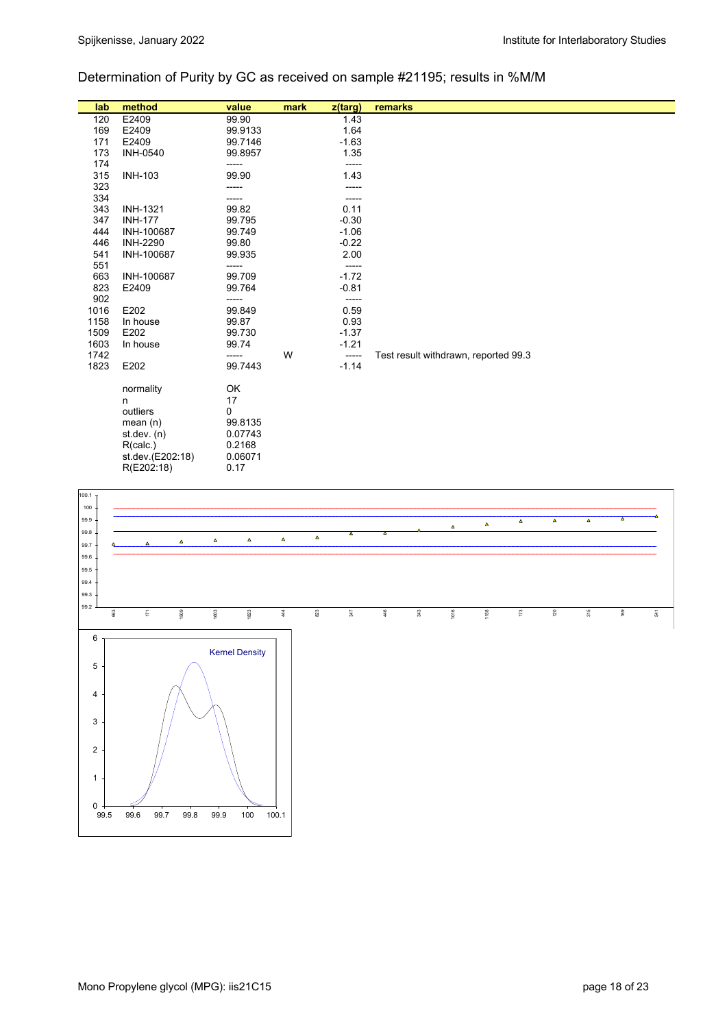Determination of Purity by GC as received on sample #21195; results in %M/M

| lab | method | value | mark | z(targ) | remarks |
|---|---|---|---|---|---|
| 120 | E2409 | 99.90 | | 1.43 | |
| 169 | E2409 | 99.9133 | | 1.64 | |
| 171 | E2409 | 99.7146 | | -1.63 | |
| 173 | INH-0540 | 99.8957 | | 1.35 | |
| 174 | | ----- | | ----- | |
| 315 | INH-103 | 99.90 | | 1.43 | |
| 323 | | ----- | | ----- | |
| 334 | | ----- | | ----- | |
| 343 | INH-1321 | 99.82 | | 0.11 | |
| 347 | INH-177 | 99.795 | | -0.30 | |
| 444 | INH-100687 | 99.749 | | -1.06 | |
| 446 | INH-2290 | 99.80 | | -0.22 | |
| 541 | INH-100687 | 99.935 | | 2.00 | |
| 551 | | ----- | | ----- | |
| 663 | INH-100687 | 99.709 | | -1.72 | |
| 823 | E2409 | 99.764 | | -0.81 | |
| 902 | | ----- | | ----- | |
| 1016 | E202 | 99.849 | | 0.59 | |
| 1158 | In house | 99.87 | | 0.93 | |
| 1509 | E202 | 99.730 | | -1.37 | |
| 1603 | In house | 99.74 | | -1.21 | |
| 1742 | | ----- | W | ----- | Test result withdrawn, reported 99.3 |
| 1823 | E202 | 99.7443 | | -1.14 | |

| | |
|---|---|
| normality | OK |
| n | 17 |
| outliers | 0 |
| mean (n) | 99.8135 |
| st.dev. (n) | 0.07743 |
| R(calc.) | 0.2168 |
| st.dev.(E202:18) | 0.06071 |
| R(E202:18) | 0.17 |

100.1
100
99.9
99.8
99.7
99.6
99.5
99.4
99.3
99.2

663 171 1509 1603 1823 444 823 347 446 343 1016 1158 173 120 315 169 541

Kernel Density

6
5
4
3
2
1
0

99.5 99.6 99.7 99.8 99.9 100 100.1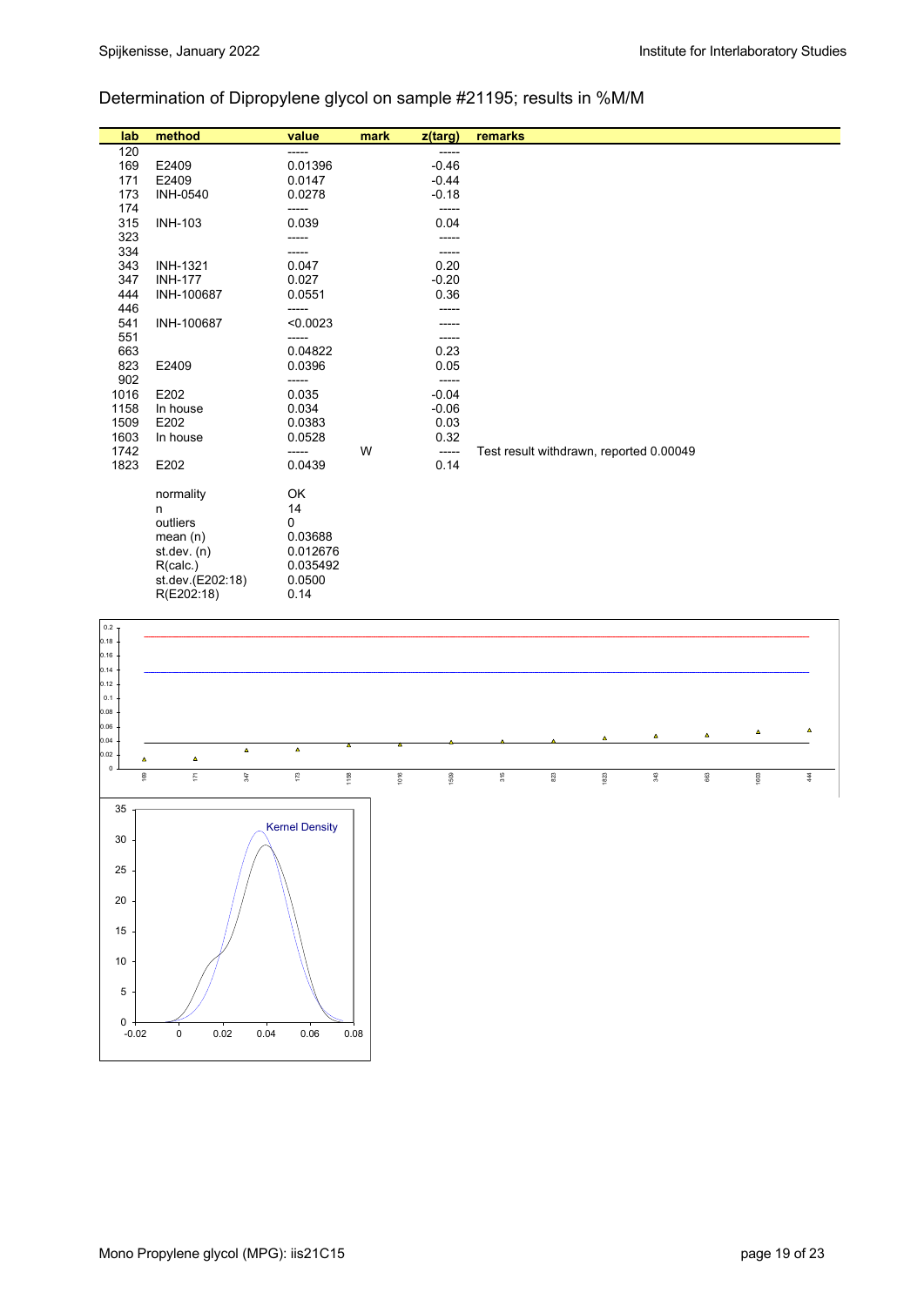## Determination of Dipropylene glycol on sample #21195; results in %M/M

| lab | method | value | mark | z(targ) | remarks |
|---|---|---|---|---|---|
| 120 | | ----- | | ----- | |
| 169 | E2409 | 0.01396 | | -0.46 | |
| 171 | E2409 | 0.0147 | | -0.44 | |
| 173 | INH-0540 | 0.0278 | | -0.18 | |
| 174 | | ----- | | ----- | |
| 315 | INH-103 | 0.039 | | 0.04 | |
| 323 | | ----- | | ----- | |
| 334 | | ----- | | ----- | |
| 343 | INH-1321 | 0.047 | | 0.20 | |
| 347 | INH-177 | 0.027 | | -0.20 | |
| 444 | INH-100687 | 0.0551 | | 0.36 | |
| 446 | | ----- | | ----- | |
| 541 | INH-100687 | <0.0023 | | ----- | |
| 551 | | ----- | | ----- | |
| 663 | | 0.04822 | | 0.23 | |
| 823 | E2409 | 0.0396 | | 0.05 | |
| 902 | | ----- | | ----- | |
| 1016 | E202 | 0.035 | | -0.04 | |
| 1158 | In house | 0.034 | | -0.06 | |
| 1509 | E202 | 0.0383 | | 0.03 | |
| 1603 | In house | 0.0528 | | 0.32 | |
| 1742 | | ----- | W | ----- | Test result withdrawn, reported 0.00049 |
| 1823 | E202 | 0.0439 | | 0.14 | |

| | |
|---|---|
| normality | OK |
| n | 14 |
| outliers | 0 |
| mean (n) | 0.03688 |
| st.dev. (n) | 0.012676 |
| R(calc.) | 0.035492 |
| st.dev.(E202:18) | 0.0500 |
| R(E202:18) | 0.14 |

0.2
0.18
0.16
0.14
0.12
0.1
0.08
0.06
0.04
0.02
0

169 171 347 173 1158 1016 1509 315 823 1823 343 663 1603 444

35
30
25
20
15
10
5
0

-0.02 0 0.02 0.04 0.06 0.08

Kernel Density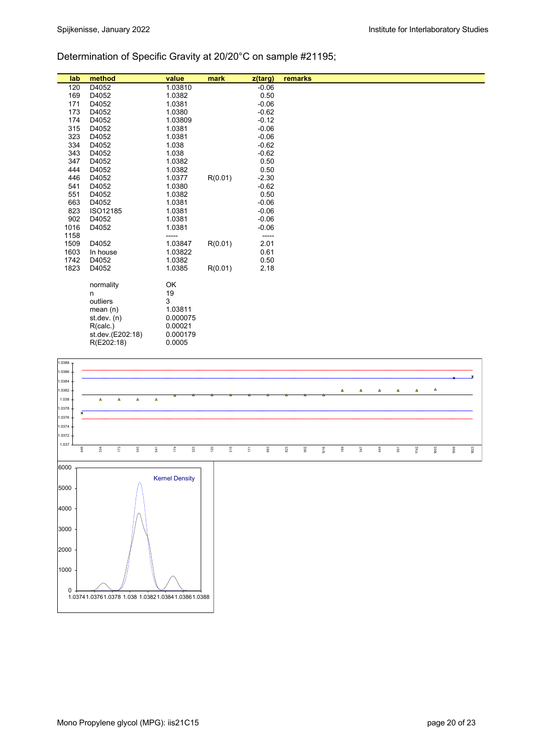Determination of Specific Gravity at 20/20°C on sample #21195;

| lab | method | value | mark | z(targ) | remarks |
|---|---|---|---|---|---|
| 120 | D4052 | 1.03810 | | -0.06 | |
| 169 | D4052 | 1.0382 | | 0.50 | |
| 171 | D4052 | 1.0381 | | -0.06 | |
| 173 | D4052 | 1.0380 | | -0.62 | |
| 174 | D4052 | 1.03809 | | -0.12 | |
| 315 | D4052 | 1.0381 | | -0.06 | |
| 323 | D4052 | 1.0381 | | -0.06 | |
| 334 | D4052 | 1.038 | | -0.62 | |
| 343 | D4052 | 1.038 | | -0.62 | |
| 347 | D4052 | 1.0382 | | 0.50 | |
| 444 | D4052 | 1.0382 | | 0.50 | |
| 446 | D4052 | 1.0377 | R(0.01) | -2.30 | |
| 541 | D4052 | 1.0380 | | -0.62 | |
| 551 | D4052 | 1.0382 | | 0.50 | |
| 663 | D4052 | 1.0381 | | -0.06 | |
| 823 | ISO12185 | 1.0381 | | -0.06 | |
| 902 | D4052 | 1.0381 | | -0.06 | |
| 1016 | D4052 | 1.0381 | | -0.06 | |
| 1158 | | ----- | | ----- | |
| 1509 | D4052 | 1.03847 | R(0.01) | 2.01 | |
| 1603 | In house | 1.03822 | | 0.61 | |
| 1742 | D4052 | 1.0382 | | 0.50 | |
| 1823 | D4052 | 1.0385 | R(0.01) | 2.18 | |
| | normality | OK | | | |
| | n | 19 | | | |
| | outliers | 3 | | | |
| | mean (n) | 1.03811 | | | |
| | st.dev. (n) | 0.000075 | | | |
| | R(calc.) | 0.00021 | | | |
| | st.dev.(E202:18) | 0.000179 | | | |
| | R(E202:18) | 0.0005 | | | |

1.0388
1.0386
1.0384
1.0382
1.038
1.0378
1.0376
1.0374
1.0372
1.037

446 334 173 343 541 174 323 120 315 171 663 823 902 1016 169 347 444 551 1742 1603 1509 1823

6000
5000
4000
3000
2000
1000
0

Kernel Density

1.0374 1.0376 1.0378 1.038 1.0382 1.0384 1.0386 1.0388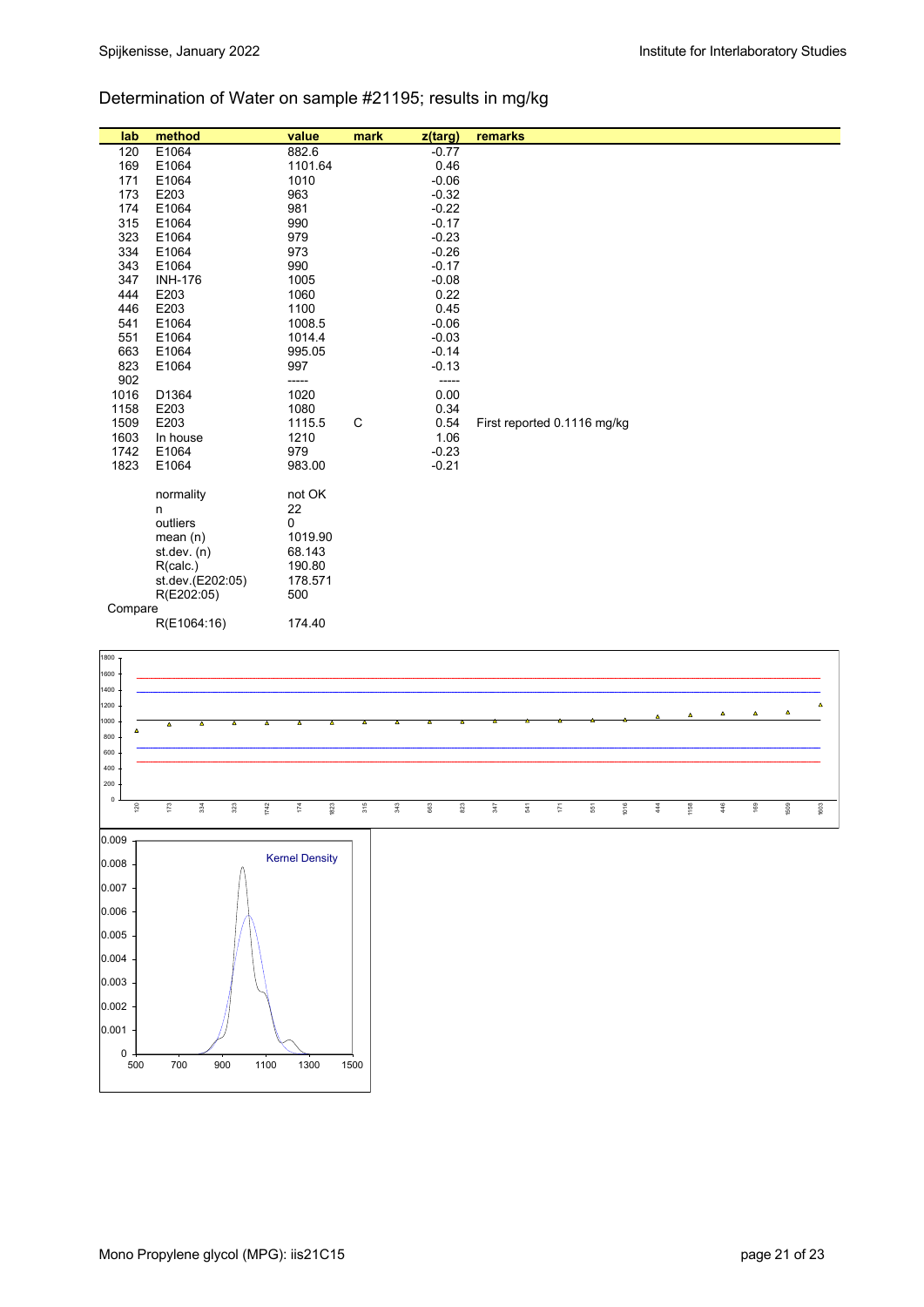## Determination of Water on sample #21195; results in mg/kg

| lab | method | value | mark | z(targ) | remarks |
|---|---|---|---|---|---|
| 120 | E1064 | 882.6 | | -0.77 | |
| 169 | E1064 | 1101.64 | | 0.46 | |
| 171 | E1064 | 1010 | | -0.06 | |
| 173 | E203 | 963 | | -0.32 | |
| 174 | E1064 | 981 | | -0.22 | |
| 315 | E1064 | 990 | | -0.17 | |
| 323 | E1064 | 979 | | -0.23 | |
| 334 | E1064 | 973 | | -0.26 | |
| 343 | E1064 | 990 | | -0.17 | |
| 347 | INH-176 | 1005 | | -0.08 | |
| 444 | E203 | 1060 | | 0.22 | |
| 446 | E203 | 1100 | | 0.45 | |
| 541 | E1064 | 1008.5 | | -0.06 | |
| 551 | E1064 | 1014.4 | | -0.03 | |
| 663 | E1064 | 995.05 | | -0.14 | |
| 823 | E1064 | 997 | | -0.13 | |
| 902 | | ----- | | ----- | |
| 1016 | D1364 | 1020 | | 0.00 | |
| 1158 | E203 | 1080 | | 0.34 | |
| 1509 | E203 | 1115.5 | C | 0.54 | First reported 0.1116 mg/kg |
| 1603 | In house | 1210 | | 1.06 | |
| 1742 | E1064 | 979 | | -0.23 | |
| 1823 | E1064 | 983.00 | | -0.21 | |
| | normality | not OK | | | |
| | n | 22 | | | |
| | outliers | 0 | | | |
| | mean (n) | 1019.90 | | | |
| | st.dev. (n) | 68.143 | | | |
| | R(calc.) | 190.80 | | | |
| | st.dev.(E202:05) | 178.571 | | | |
| | R(E202:05) | 500 | | | |
| Compare | | | | | |
| | R(E1064:16) | 174.40 | | | |

1800
1600
1400
1200
1000
800
600
400
200
0

120 173 334 323 1742 174 1823 315 343 663 823 347 541 171 551 1016 444 1158 446 169 1509 1603

Kernel Density

0.009
0.008
0.007
0.006
0.005
0.004
0.003
0.002
0.001
0

500 700 900 1100 1300 1500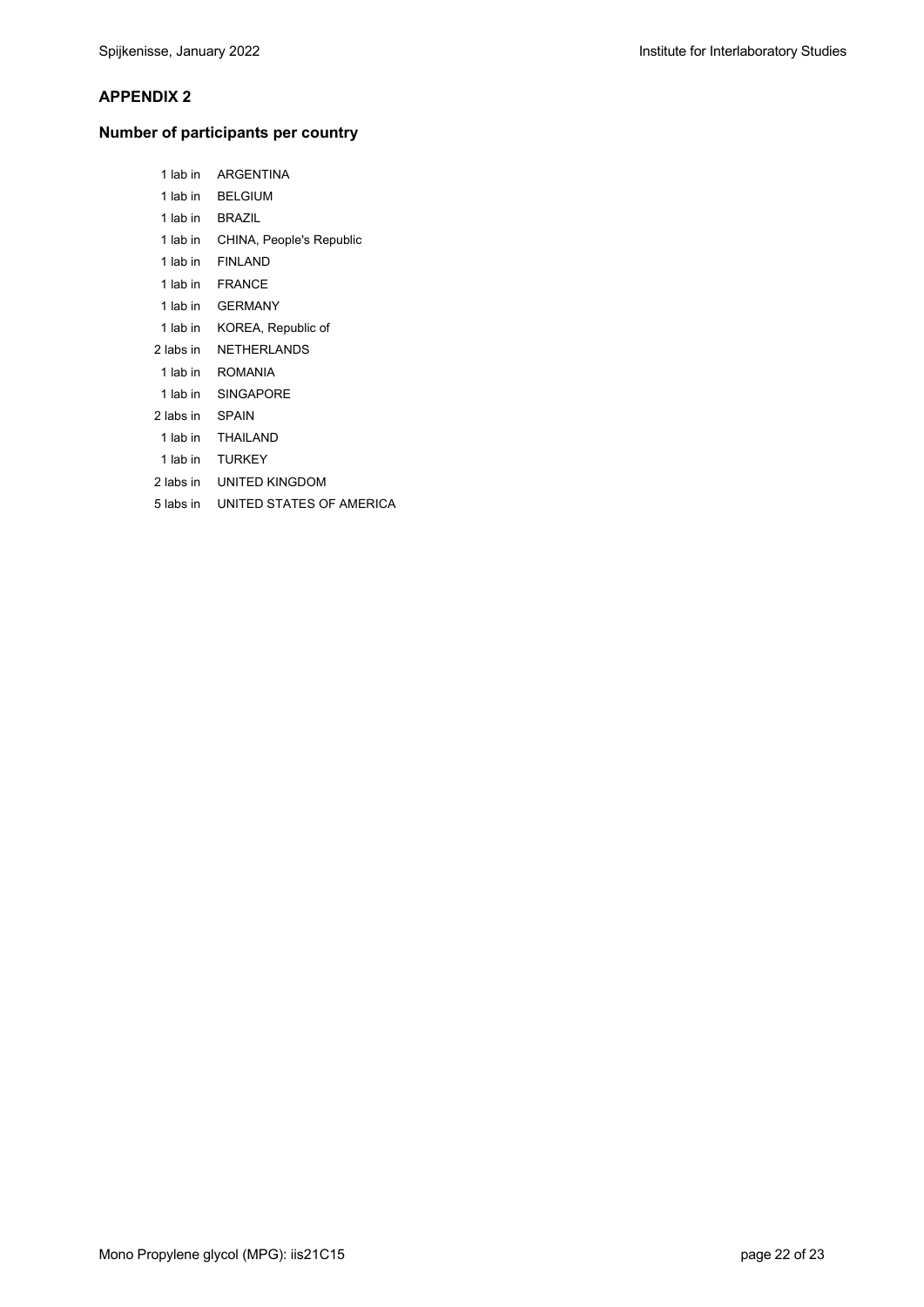## APPENDIX 2

### Number of participants per country

1 lab in ARGENTINA
1 lab in BELGIUM
1 lab in BRAZIL
1 lab in CHINA, People's Republic
1 lab in FINLAND
1 lab in FRANCE
1 lab in GERMANY
1 lab in KOREA, Republic of
2 labs in NETHERLANDS
1 lab in ROMANIA
1 lab in SINGAPORE
2 labs in SPAIN
1 lab in THAILAND
1 lab in TURKEY
2 labs in UNITED KINGDOM
5 labs in UNITED STATES OF AMERICA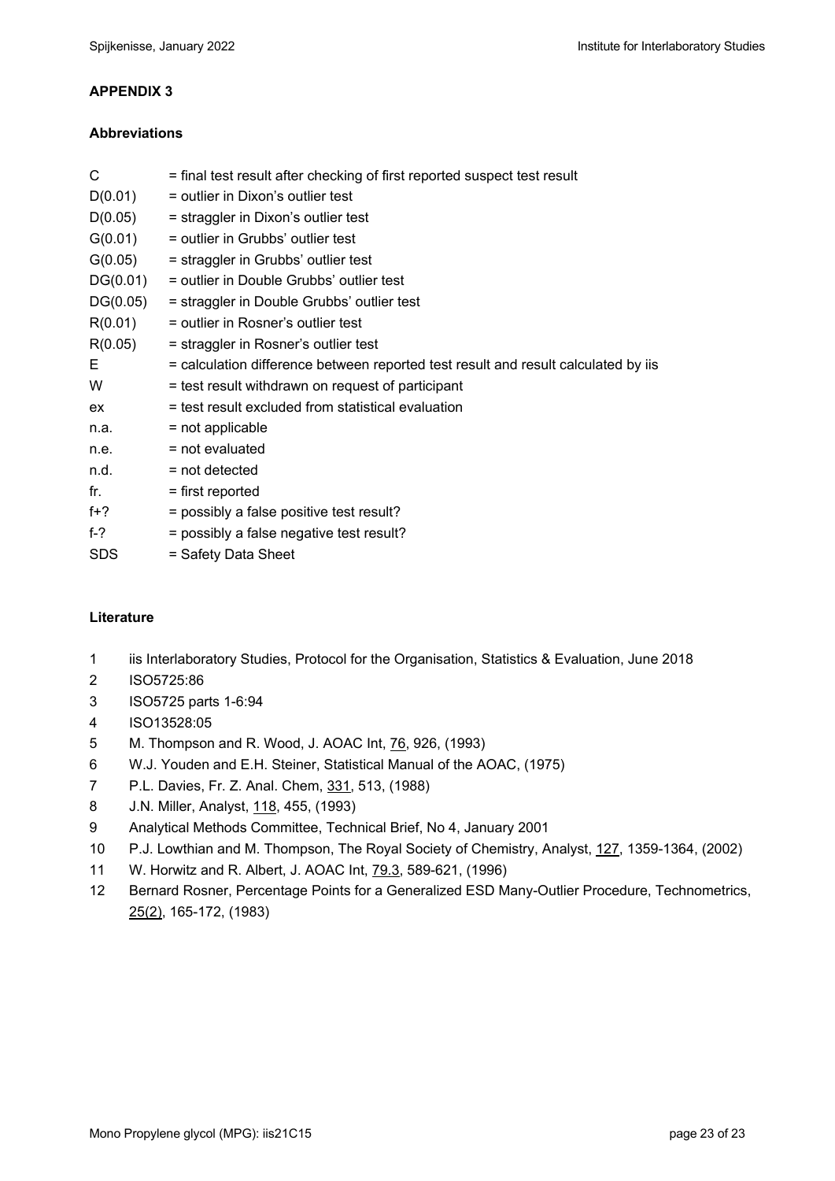**APPENDIX 3**

**Abbreviations**

| | |
|---|---|
| C | = final test result after checking of first reported suspect test result |
| D(0.01) | = outlier in Dixon's outlier test |
| D(0.05) | = straggler in Dixon's outlier test |
| G(0.01) | = outlier in Grubbs' outlier test |
| G(0.05) | = straggler in Grubbs' outlier test |
| DG(0.01) | = outlier in Double Grubbs' outlier test |
| DG(0.05) | = straggler in Double Grubbs' outlier test |
| R(0.01) | = outlier in Rosner's outlier test |
| R(0.05) | = straggler in Rosner's outlier test |
| E | = calculation difference between reported test result and result calculated by iis |
| W | = test result withdrawn on request of participant |
| ex | = test result excluded from statistical evaluation |
| n.a. | = not applicable |
| n.e. | = not evaluated |
| n.d. | = not detected |
| fr. | = first reported |
| f+? | = possibly a false positive test result? |
| f-? | = possibly a false negative test result? |
| SDS | = Safety Data Sheet |

**Literature**

1. iis Interlaboratory Studies, Protocol for the Organisation, Statistics & Evaluation, June 2018
2. ISO5725:86
3. ISO5725 parts 1-6:94
4. ISO13528:05
5. M. Thompson and R. Wood, J. AOAC Int, 76, 926, (1993)
6. W.J. Youden and E.H. Steiner, Statistical Manual of the AOAC, (1975)
7. P.L. Davies, Fr. Z. Anal. Chem, 331, 513, (1988)
8. J.N. Miller, Analyst, 118, 455, (1993)
9. Analytical Methods Committee, Technical Brief, No 4, January 2001
10. P.J. Lowthian and M. Thompson, The Royal Society of Chemistry, Analyst, 127, 1359-1364, (2002)
11. W. Horwitz and R. Albert, J. AOAC Int, 79.3, 589-621, (1996)
12. Bernard Rosner, Percentage Points for a Generalized ESD Many-Outlier Procedure, Technometrics, 25(2), 165-172, (1983)